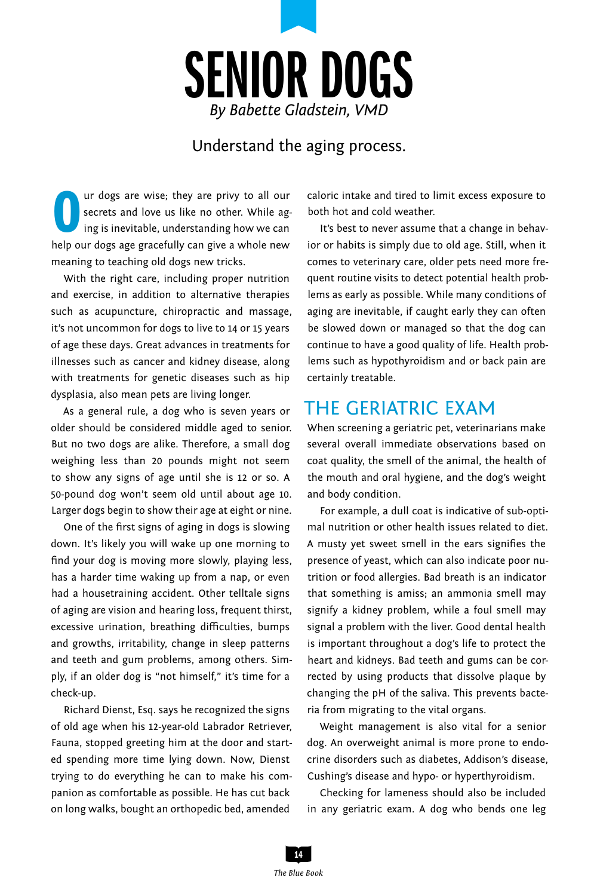# SENIOR DOGS

*By Babette Gladstein, VMD*

Understand the aging process.

Our dogs are wise; they are privy to all our secrets and love us like no other. While aging is inevitable, understanding how we can help our dogs age gracefully can give a whole new meaning to teaching old dogs new tricks.

With the right care, including proper nutrition and exercise, in addition to alternative therapies such as acupuncture, chiropractic and massage, it's not uncommon for dogs to live to 14 or 15 years of age these days. Great advances in treatments for illnesses such as cancer and kidney disease, along with treatments for genetic diseases such as hip dysplasia, also mean pets are living longer.

As a general rule, a dog who is seven years or older should be considered middle aged to senior. But no two dogs are alike. Therefore, a small dog weighing less than 20 pounds might not seem to show any signs of age until she is 12 or so. A 50-pound dog won't seem old until about age 10. Larger dogs begin to show their age at eight or nine.

One of the first signs of aging in dogs is slowing down. It's likely you will wake up one morning to find your dog is moving more slowly, playing less, has a harder time waking up from a nap, or even had a housetraining accident. Other telltale signs of aging are vision and hearing loss, frequent thirst, excessive urination, breathing difficulties, bumps and growths, irritability, change in sleep patterns and teeth and gum problems, among others. Simply, if an older dog is "not himself," it's time for a check-up.

Richard Dienst, Esq. says he recognized the signs of old age when his 12-year-old Labrador Retriever, Fauna, stopped greeting him at the door and started spending more time lying down. Now, Dienst trying to do everything he can to make his companion as comfortable as possible. He has cut back on long walks, bought an orthopedic bed, amended caloric intake and tired to limit excess exposure to both hot and cold weather.

It's best to never assume that a change in behavior or habits is simply due to old age. Still, when it comes to veterinary care, older pets need more frequent routine visits to detect potential health problems as early as possible. While many conditions of aging are inevitable, if caught early they can often be slowed down or managed so that the dog can continue to have a good quality of life. Health problems such as hypothyroidism and or back pain are certainly treatable.

## THE GERIATRIC EXAM

When screening a geriatric pet, veterinarians make several overall immediate observations based on coat quality, the smell of the animal, the health of the mouth and oral hygiene, and the dog's weight and body condition.

For example, a dull coat is indicative of sub-optimal nutrition or other health issues related to diet. A musty yet sweet smell in the ears signifies the presence of yeast, which can also indicate poor nutrition or food allergies. Bad breath is an indicator that something is amiss; an ammonia smell may signify a kidney problem, while a foul smell may signal a problem with the liver. Good dental health is important throughout a dog's life to protect the heart and kidneys. Bad teeth and gums can be corrected by using products that dissolve plaque by changing the pH of the saliva. This prevents bacteria from migrating to the vital organs.

Weight management is also vital for a senior dog. An overweight animal is more prone to endocrine disorders such as diabetes, Addison's disease, Cushing's disease and hypo- or hyperthyroidism.

Checking for lameness should also be included in any geriatric exam. A dog who bends one leg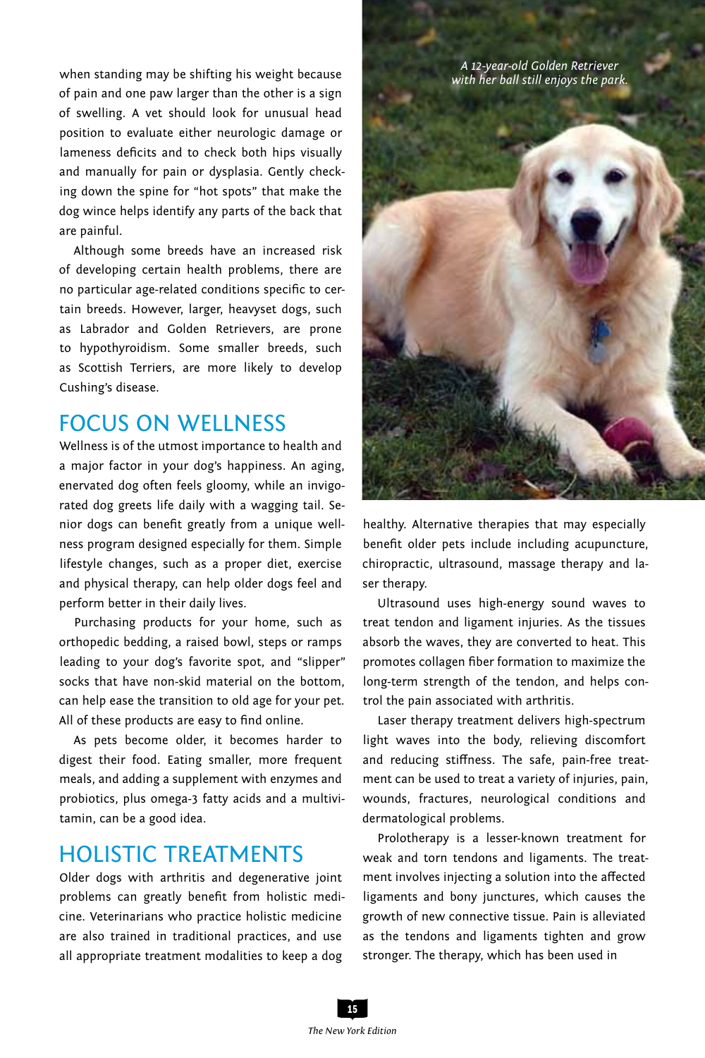when standing may be shifting his weight because of pain and one paw larger than the other is a sign of swelling. A vet should look for unusual head position to evaluate either neurologic damage or lameness deficits and to check both hips visually and manually for pain or dysplasia. Gently checking down the spine for "hot spots" that make the dog wince helps identify any parts of the back that are painful.

Although some breeds have an increased risk of developing certain health problems, there are no particular age-related conditions specific to certain breeds. However, larger, heavyset dogs, such as Labrador and Golden Retrievers, are prone to hypothyroidism. Some smaller breeds, such as Scottish Terriers, are more likely to develop Cushing's disease.

## FOCUS ON WELLNESS

Wellness is of the utmost importance to health and a major factor in your dog's happiness. An aging, enervated dog often feels gloomy, while an invigorated dog greets life daily with a wagging tail. Senior dogs can benefit greatly from a unique wellness program designed especially for them. Simple lifestyle changes, such as a proper diet, exercise and physical therapy, can help older dogs feel and perform better in their daily lives.

Purchasing products for your home, such as orthopedic bedding, a raised bowl, steps or ramps leading to your dog's favorite spot, and "slipper" socks that have non-skid material on the bottom, can help ease the transition to old age for your pet. All of these products are easy to find online.

As pets become older, it becomes harder to digest their food. Eating smaller, more frequent meals, and adding a supplement with enzymes and probiotics, plus omega-3 fatty acids and a multivitamin, can be a good idea.

## HOLISTIC TREATMENTS

Older dogs with arthritis and degenerative joint problems can greatly benefit from holistic medicine. Veterinarians who practice holistic medicine are also trained in traditional practices, and use all appropriate treatment modalities to keep a dog healthy. Alternative therapies that may especially benefit older pets include including acupuncture, chiropractic, ultrasound, massage therapy and laser therapy.

*A 12-year-old Golden Retriever with her ball still enjoys the park.*

Ultrasound uses high-energy sound waves to treat tendon and ligament injuries. As the tissues absorb the waves, they are converted to heat. This promotes collagen fiber formation to maximize the long-term strength of the tendon, and helps control the pain associated with arthritis.

Laser therapy treatment delivers high-spectrum light waves into the body, relieving discomfort and reducing stiffness. The safe, pain-free treatment can be used to treat a variety of injuries, pain, wounds, fractures, neurological conditions and dermatological problems.

Prolotherapy is a lesser-known treatment for weak and torn tendons and ligaments. The treatment involves injecting a solution into the affected ligaments and bony junctures, which causes the growth of new connective tissue. Pain is alleviated as the tendons and ligaments tighten and grow stronger. The therapy, which has been used in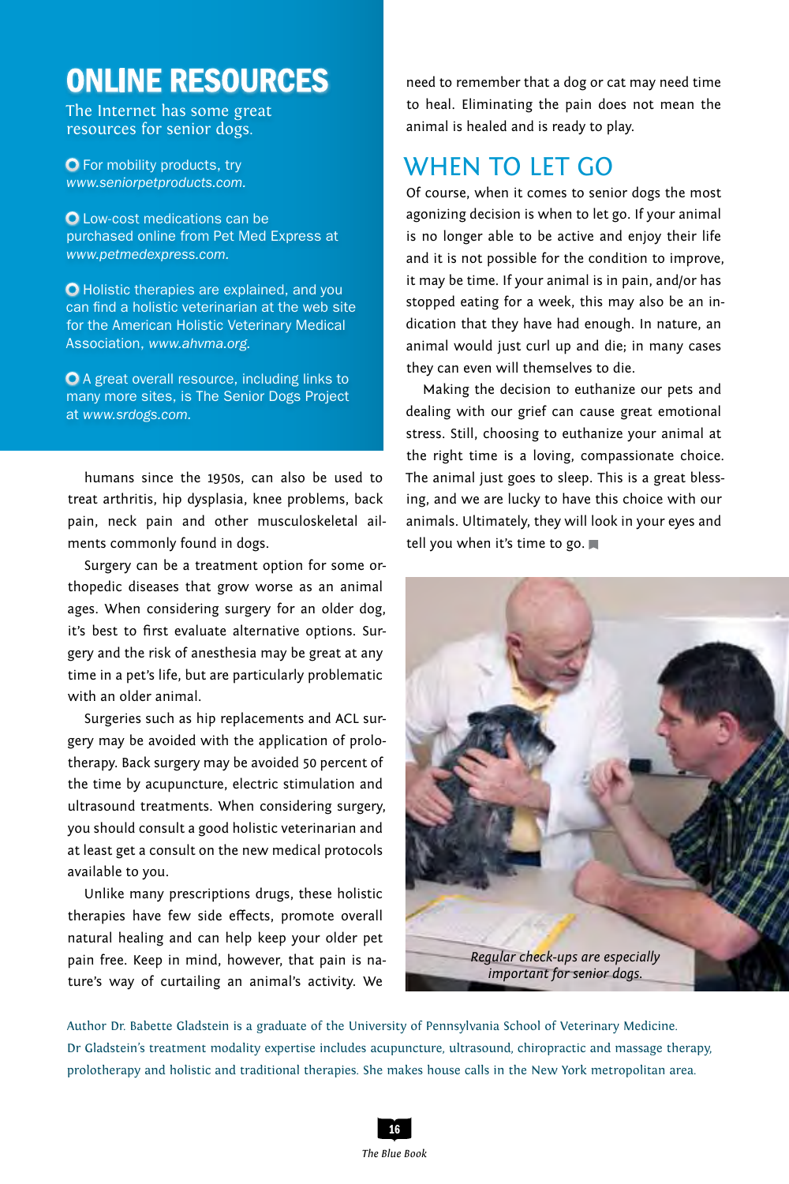## ONLINE RESOURCES

The Internet has some great resources for senior dogs.

- For mobility products, try *www.seniorpetproducts.com.*
- Low-cost medications can be purchased online from Pet Med Express at *www.petmedexpress.com.*
- Holistic therapies are explained, and you can find a holistic veterinarian at the web site for the American Holistic Veterinary Medical Association, *www.ahvma.org.*
- A great overall resource, including links to many more sites, is The Senior Dogs Project at *www.srdogs.com.*

humans since the 1950s, can also be used to treat arthritis, hip dysplasia, knee problems, back pain, neck pain and other musculoskeletal ailments commonly found in dogs.

Surgery can be a treatment option for some orthopedic diseases that grow worse as an animal ages. When considering surgery for an older dog, it's best to first evaluate alternative options. Surgery and the risk of anesthesia may be great at any time in a pet's life, but are particularly problematic with an older animal.

Surgeries such as hip replacements and ACL surgery may be avoided with the application of prolotherapy. Back surgery may be avoided 50 percent of the time by acupuncture, electric stimulation and ultrasound treatments. When considering surgery, you should consult a good holistic veterinarian and at least get a consult on the new medical protocols available to you.

Unlike many prescriptions drugs, these holistic therapies have few side effects, promote overall natural healing and can help keep your older pet pain free. Keep in mind, however, that pain is nature's way of curtailing an animal's activity. We need to remember that a dog or cat may need time to heal. Eliminating the pain does not mean the animal is healed and is ready to play.

## WHEN TO LET GO

Of course, when it comes to senior dogs the most agonizing decision is when to let go. If your animal is no longer able to be active and enjoy their life and it is not possible for the condition to improve, it may be time. If your animal is in pain, and/or has stopped eating for a week, this may also be an indication that they have had enough. In nature, an animal would just curl up and die; in many cases they can even will themselves to die.

Making the decision to euthanize our pets and dealing with our grief can cause great emotional stress. Still, choosing to euthanize your animal at the right time is a loving, compassionate choice. The animal just goes to sleep. This is a great blessing, and we are lucky to have this choice with our animals. Ultimately, they will look in your eyes and tell you when it's time to go.

*Regular check-ups are especially important for senior dogs.*

Author Dr. Babette Gladstein is a graduate of the University of Pennsylvania School of Veterinary Medicine. Dr Gladstein's treatment modality expertise includes acupuncture, ultrasound, chiropractic and massage therapy, prolotherapy and holistic and traditional therapies. She makes house calls in the New York metropolitan area.